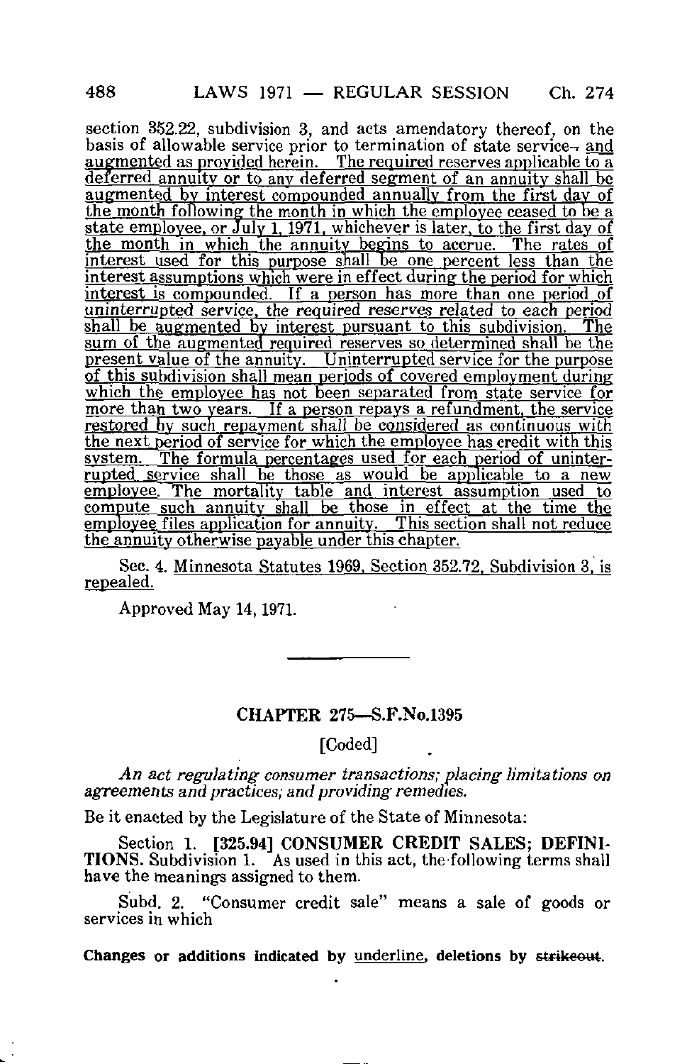section 352.22, subdivision 3, and acts amendatory thereof, on the basis of allowable service prior to termination of state service~~.~~ and augmented as provided herein. The required reserves applicable to a deferred annuity or to any deferred segment of an annuity shall be augmented by interest compounded annually from the first day of the month following the month in which the employee ceased to be a state employee, or July 1, 1971, whichever is later, to the first day of the month in which the annuity begins to accrue. The rates of interest used for this purpose shall be one percent less than the interest assumptions which were in effect during the period for which interest is compounded. If a person has more than one period of uninterrupted service, the required reserves related to each period shall be augmented by interest pursuant to this subdivision. The sum of the augmented required reserves so determined shall be the present value of the annuity. Uninterrupted service for the purpose of this subdivision shall mean periods of covered employment during which the employee has not been separated from state service for more than two years. If a person repays a refundment, the service restored by such repayment shall be considered as continuous with the next period of service for which the employee has credit with this system. The formula percentages used for each period of uninterrupted service shall be those as would be applicable to a new employee. The mortality table and interest assumption used to compute such annuity shall be those in effect at the time the employee files application for annuity. This section shall not reduce the annuity otherwise payable under this chapter.

Sec. 4. Minnesota Statutes 1969, Section 352.72, Subdivision 3, is repealed.

Approved May 14, 1971.

## CHAPTER 275—S.F.No.1395

[Coded]

*An act regulating consumer transactions; placing limitations on agreements and practices; and providing remedies.*

Be it enacted by the Legislature of the State of Minnesota:

Section 1. **[325.94] CONSUMER CREDIT SALES; DEFINITIONS.** Subdivision 1. As used in this act, the following terms shall have the meanings assigned to them.

Subd. 2. "Consumer credit sale" means a sale of goods or services in which

Changes or additions indicated by underline, deletions by ~~strikeout~~.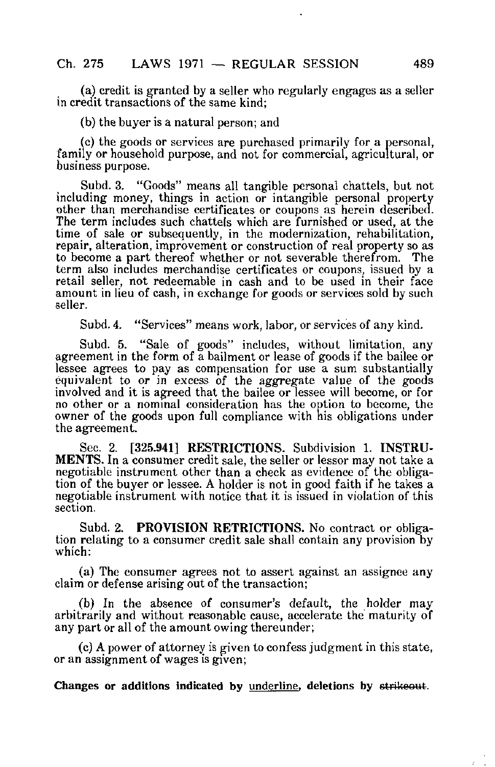(a) credit is granted by a seller who regularly engages as a seller in credit transactions of the same kind;

(b) the buyer is a natural person; and

(c) the goods or services are purchased primarily for a personal, family or household purpose, and not for commercial, agricultural, or business purpose.

Subd. 3. "Goods" means all tangible personal chattels, but not including money, things in action or intangible personal property other than merchandise certificates or coupons as herein described. The term includes such chattels which are furnished or used, at the time of sale or subsequently, in the modernization, rehabilitation, repair, alteration, improvement or construction of real property so as to become a part thereof whether or not severable therefrom. The term also includes merchandise certificates or coupons, issued by a retail seller, not redeemable in cash and to be used in their face amount in lieu of cash, in exchange for goods or services sold by such seller.

Subd. 4. "Services" means work, labor, or services of any kind.

Subd. 5. "Sale of goods" includes, without limitation, any agreement in the form of a bailment or lease of goods if the bailee or lessee agrees to pay as compensation for use a sum substantially equivalent to or in excess of the aggregate value of the goods involved and it is agreed that the bailee or lessee will become, or for no other or a nominal consideration has the option to become, the owner of the goods upon full compliance with his obligations under the agreement.

Sec. 2. [325.941] **RESTRICTIONS.** Subdivision 1. **INSTRUMENTS.** In a consumer credit sale, the seller or lessor may not take a negotiable instrument other than a check as evidence of the obligation of the buyer or lessee. A holder is not in good faith if he takes a negotiable instrument with notice that it is issued in violation of this section.

Subd. 2. **PROVISION RETRICTIONS.** No contract or obligation relating to a consumer credit sale shall contain any provision by which:

(a) The consumer agrees not to assert against an assignee any claim or defense arising out of the transaction;

(b) In the absence of consumer's default, the holder may arbitrarily and without reasonable cause, accelerate the maturity of any part or all of the amount owing thereunder;

(c) A power of attorney is given to confess judgment in this state, or an assignment of wages is given;

**Changes or additions indicated by underline, deletions by ~~strikeout~~.**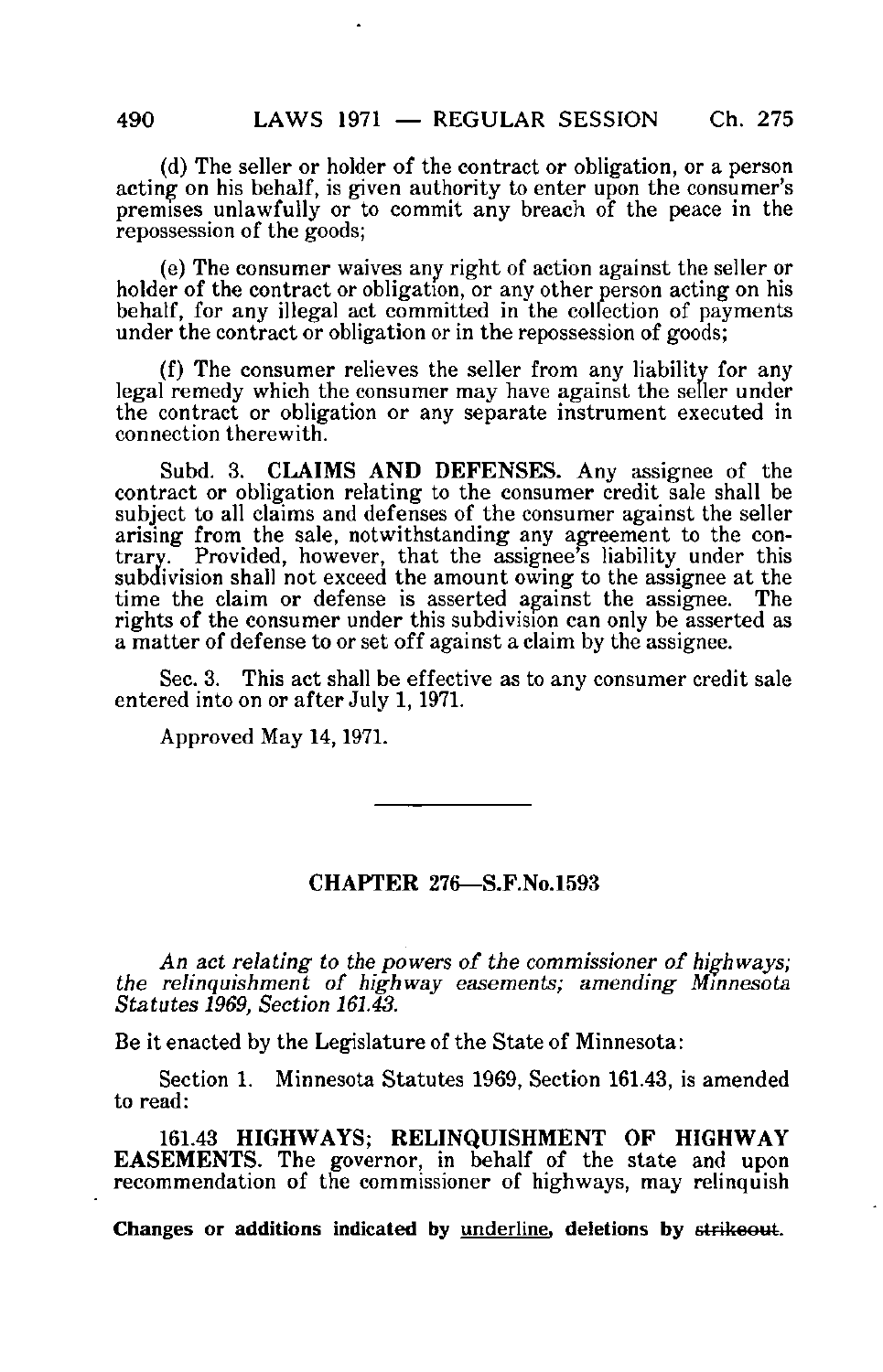(d) The seller or holder of the contract or obligation, or a person acting on his behalf, is given authority to enter upon the consumer's premises unlawfully or to commit any breach of the peace in the repossession of the goods;

(e) The consumer waives any right of action against the seller or holder of the contract or obligation, or any other person acting on his behalf, for any illegal act committed in the collection of payments under the contract or obligation or in the repossession of goods;

(f) The consumer relieves the seller from any liability for any legal remedy which the consumer may have against the seller under the contract or obligation or any separate instrument executed in connection therewith.

Subd. 3. **CLAIMS AND DEFENSES.** Any assignee of the contract or obligation relating to the consumer credit sale shall be subject to all claims and defenses of the consumer against the seller arising from the sale, notwithstanding any agreement to the contrary. Provided, however, that the assignee's liability under this subdivision shall not exceed the amount owing to the assignee at the time the claim or defense is asserted against the assignee. The rights of the consumer under this subdivision can only be asserted as a matter of defense to or set off against a claim by the assignee.

Sec. 3. This act shall be effective as to any consumer credit sale entered into on or after July 1, 1971.

Approved May 14, 1971.

---

## CHAPTER 276—S.F.No.1593

*An act relating to the powers of the commissioner of highways; the relinquishment of highway easements; amending Minnesota Statutes 1969, Section 161.43.*

Be it enacted by the Legislature of the State of Minnesota:

Section 1. Minnesota Statutes 1969, Section 161.43, is amended to read:

161.43 **HIGHWAYS; RELINQUISHMENT OF HIGHWAY EASEMENTS.** The governor, in behalf of the state and upon recommendation of the commissioner of highways, may relinquish

**Changes or additions indicated by underline, deletions by strikeout.**